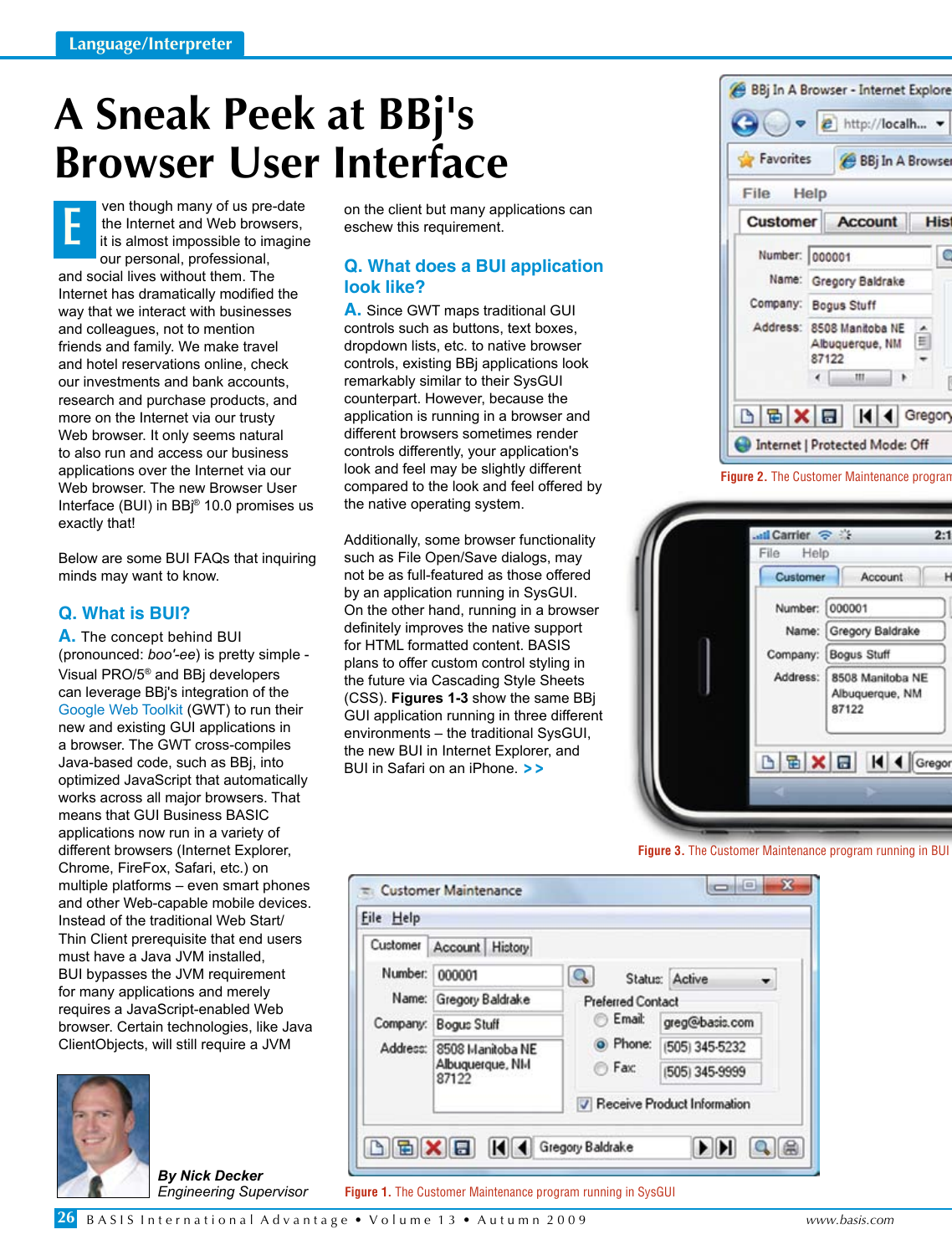# A Sneak Peek at BBj's Browser User Interface

Even though many of us pre-date the Internet and Web browsers, it is almost impossible to imagine our personal, professional, and social lives without them. The Internet has dramatically modified the way that we interact with businesses and colleagues, not to mention friends and family. We make travel and hotel reservations online, check our investments and bank accounts, research and purchase products, and more on the Internet via our trusty Web browser. It only seems natural to also run and access our business applications over the Internet via our Web browser. The new Browser User Interface (BUI) in BBj® 10.0 promises us exactly that!

Below are some BUI FAQs that inquiring minds may want to know.

## Q. What is BUI?

**A.** The concept behind BUI (pronounced: *boo'-ee*) is pretty simple - Visual PRO/5® and BBj developers can leverage BBj's integration of the Google Web Toolkit (GWT) to run their new and existing GUI applications in a browser. The GWT cross-compiles Java-based code, such as BBj, into optimized JavaScript that automatically works across all major browsers. That means that GUI Business BASIC applications now run in a variety of different browsers (Internet Explorer, Chrome, FireFox, Safari, etc.) on multiple platforms – even smart phones and other Web-capable mobile devices. Instead of the traditional Web Start/Thin Client prerequisite that end users must have a Java JVM installed, BUI bypasses the JVM requirement for many applications and merely requires a JavaScript-enabled Web browser. Certain technologies, like Java ClientObjects, will still require a JVM on the client but many applications can eschew this requirement.

## Q. What does a BUI application look like?

**A.** Since GWT maps traditional GUI controls such as buttons, text boxes, dropdown lists, etc. to native browser controls, existing BBj applications look remarkably similar to their SysGUI counterpart. However, because the application is running in a browser and different browsers sometimes render controls differently, your application's look and feel may be slightly different compared to the look and feel offered by the native operating system.

Additionally, some browser functionality such as File Open/Save dialogs, may not be as full-featured as those offered by an application running in SysGUI. On the other hand, running in a browser definitely improves the native support for HTML formatted content. BASIS plans to offer custom control styling in the future via Cascading Style Sheets (CSS). **Figures 1-3** show the same BBj GUI application running in three different environments – the traditional SysGUI, the new BUI in Internet Explorer, and BUI in Safari on an iPhone. > >

**Figure 2.** The Customer Maintenance program

**Figure 3.** The Customer Maintenance program running in BUI

**Figure 1.** The Customer Maintenance program running in SysGUI

***By Nick Decker***
*Engineering Supervisor*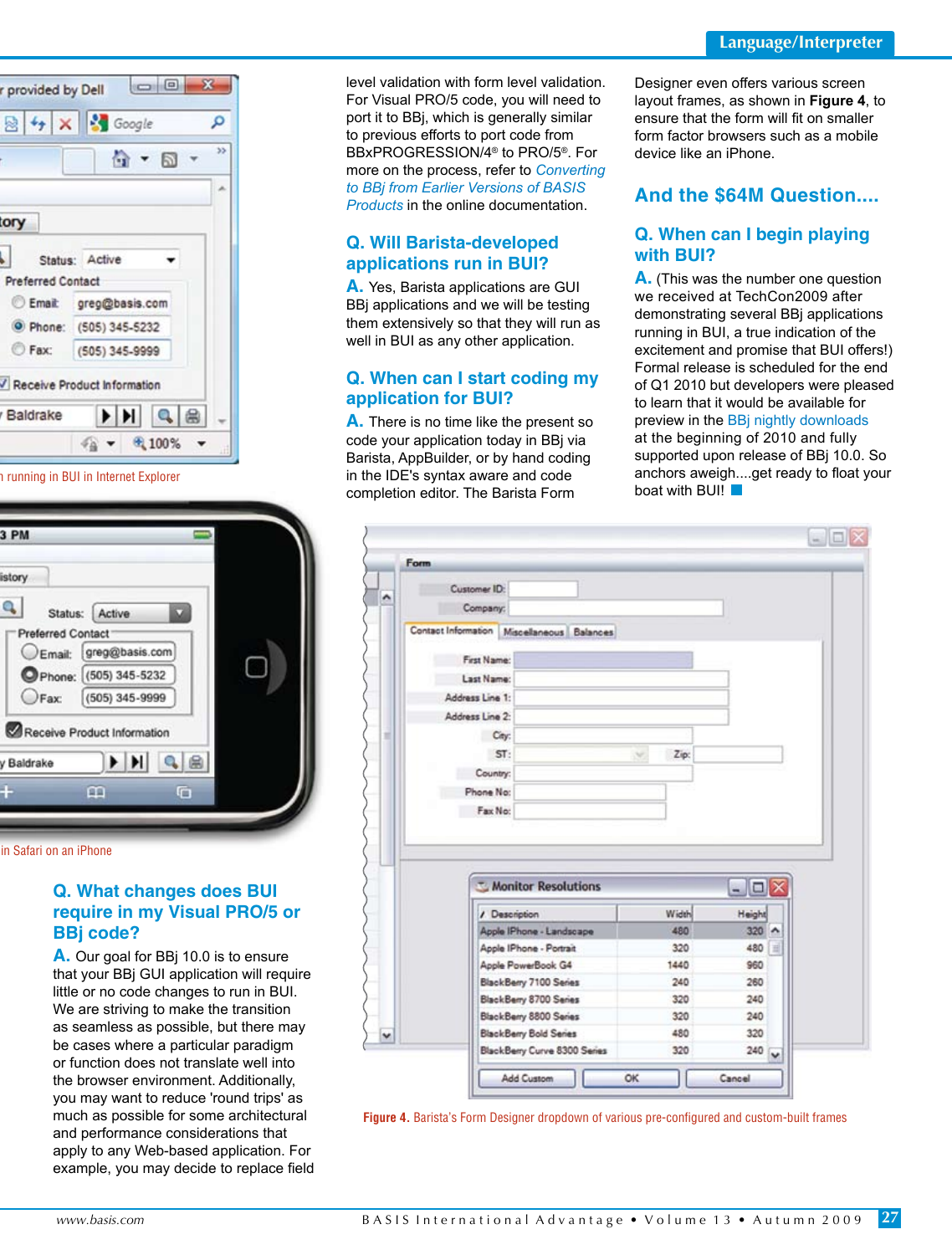...running in BUI in Internet Explorer

...in Safari on an iPhone

## Q. What changes does BUI require in my Visual PRO/5 or BBj code?

**A.** Our goal for BBj 10.0 is to ensure that your BBj GUI application will require little or no code changes to run in BUI. We are striving to make the transition as seamless as possible, but there may be cases where a particular paradigm or function does not translate well into the browser environment. Additionally, you may want to reduce 'round trips' as much as possible for some architectural and performance considerations that apply to any Web-based application. For example, you may decide to replace field level validation with form level validation. For Visual PRO/5 code, you will need to port it to BBj, which is generally similar to previous efforts to port code from BBxPROGRESSION/4® to PRO/5®. For more on the process, refer to *Converting to BBj from Earlier Versions of BASIS Products* in the online documentation.

## Q. Will Barista-developed applications run in BUI?

**A.** Yes, Barista applications are GUI BBj applications and we will be testing them extensively so that they will run as well in BUI as any other application.

## Q. When can I start coding my application for BUI?

**A.** There is no time like the present so code your application today in BBj via Barista, AppBuilder, or by hand coding in the IDE's syntax aware and code completion editor. The Barista Form Designer even offers various screen layout frames, as shown in **Figure 4**, to ensure that the form will fit on smaller form factor browsers such as a mobile device like an iPhone.

## And the $64M Question....

## Q. When can I begin playing with BUI?

**A.** (This was the number one question we received at TechCon2009 after demonstrating several BBj applications running in BUI, a true indication of the excitement and promise that BUI offers!) Formal release is scheduled for the end of Q1 2010 but developers were pleased to learn that it would be available for preview in the BBj nightly downloads at the beginning of 2010 and fully supported upon release of BBj 10.0. So anchors aweigh....get ready to float your boat with BUI! ■

**Figure 4.** Barista's Form Designer dropdown of various pre-configured and custom-built frames